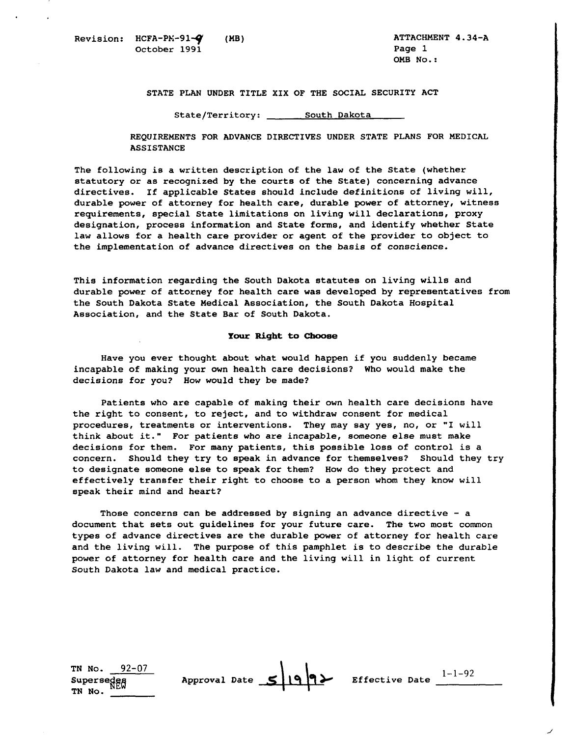Revision: HCFA-PM-91-9 (MB)
October 1991

ATTACHMENT 4.34-A
Page 1
OMB No.:

STATE PLAN UNDER TITLE XIX OF THE SOCIAL SECURITY ACT

State/Territory: South Dakota

REQUIREMENTS FOR ADVANCE DIRECTIVES UNDER STATE PLANS FOR MEDICAL ASSISTANCE

The following is a written description of the law of the State (whether statutory or as recognized by the courts of the State) concerning advance directives. If applicable States should include definitions of living will, durable power of attorney for health care, durable power of attorney, witness requirements, special State limitations on living will declarations, proxy designation, process information and State forms, and identify whether State law allows for a health care provider or agent of the provider to object to the implementation of advance directives on the basis of conscience.

This information regarding the South Dakota statutes on living wills and durable power of attorney for health care was developed by representatives from the South Dakota State Medical Association, the South Dakota Hospital Association, and the State Bar of South Dakota.

**Your Right to Choose**

Have you ever thought about what would happen if you suddenly became incapable of making your own health care decisions? Who would make the decisions for you? How would they be made?

Patients who are capable of making their own health care decisions have the right to consent, to reject, and to withdraw consent for medical procedures, treatments or interventions. They may say yes, no, or "I will think about it." For patients who are incapable, someone else must make decisions for them. For many patients, this possible loss of control is a concern. Should they try to speak in advance for themselves? Should they try to designate someone else to speak for them? How do they protect and effectively transfer their right to choose to a person whom they know will speak their mind and heart?

Those concerns can be addressed by signing an advance directive - a document that sets out guidelines for your future care. The two most common types of advance directives are the durable power of attorney for health care and the living will. The purpose of this pamphlet is to describe the durable power of attorney for health care and the living will in light of current South Dakota law and medical practice.

TN No. 92-07
Supersedes NEW
TN No.

Approval Date 5/19/92

Effective Date 1-1-92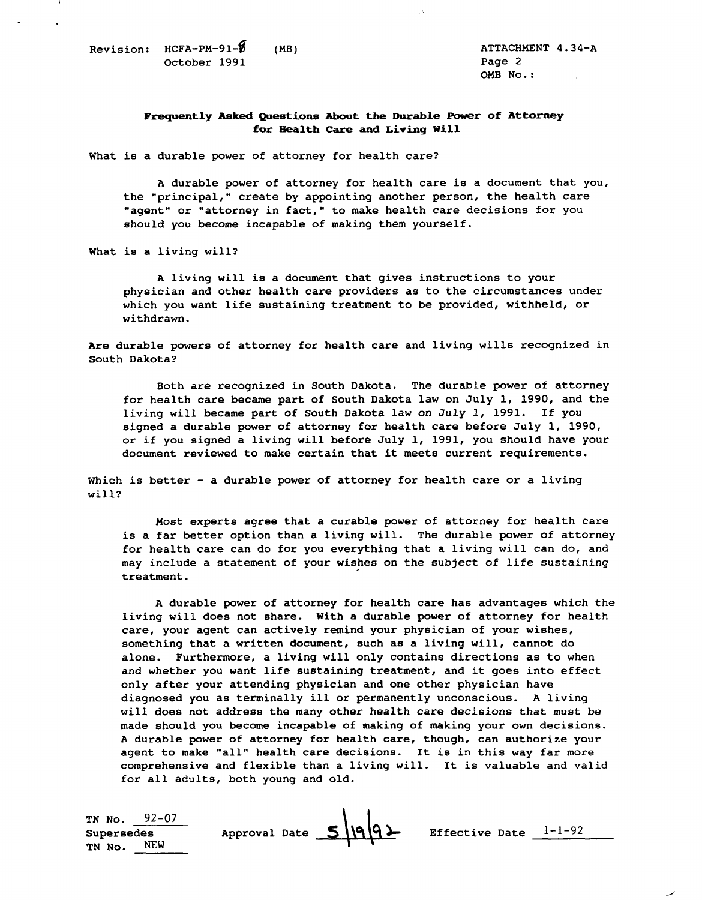Revision: HCFA-PM-91-8 (MB)
October 1991

ATTACHMENT 4.34-A
Page 2
OMB No.:

**Frequently Asked Questions About the Durable Power of Attorney for Health Care and Living Will**

What is a durable power of attorney for health care?

A durable power of attorney for health care is a document that you, the "principal," create by appointing another person, the health care "agent" or "attorney in fact," to make health care decisions for you should you become incapable of making them yourself.

What is a living will?

A living will is a document that gives instructions to your physician and other health care providers as to the circumstances under which you want life sustaining treatment to be provided, withheld, or withdrawn.

Are durable powers of attorney for health care and living wills recognized in South Dakota?

Both are recognized in South Dakota. The durable power of attorney for health care became part of South Dakota law on July 1, 1990, and the living will became part of South Dakota law on July 1, 1991. If you signed a durable power of attorney for health care before July 1, 1990, or if you signed a living will before July 1, 1991, you should have your document reviewed to make certain that it meets current requirements.

Which is better - a durable power of attorney for health care or a living will?

Most experts agree that a curable power of attorney for health care is a far better option than a living will. The durable power of attorney for health care can do for you everything that a living will can do, and may include a statement of your wishes on the subject of life sustaining treatment.

A durable power of attorney for health care has advantages which the living will does not share. With a durable power of attorney for health care, your agent can actively remind your physician of your wishes, something that a written document, such as a living will, cannot do alone. Furthermore, a living will only contains directions as to when and whether you want life sustaining treatment, and it goes into effect only after your attending physician and one other physician have diagnosed you as terminally ill or permanently unconscious. A living will does not address the many other health care decisions that must be made should you become incapable of making of making your own decisions. A durable power of attorney for health care, though, can authorize your agent to make "all" health care decisions. It is in this way far more comprehensive and flexible than a living will. It is valuable and valid for all adults, both young and old.

TN No. 92-07
Supersedes
TN No. NEW

Approval Date 5/19/92

Effective Date 1-1-92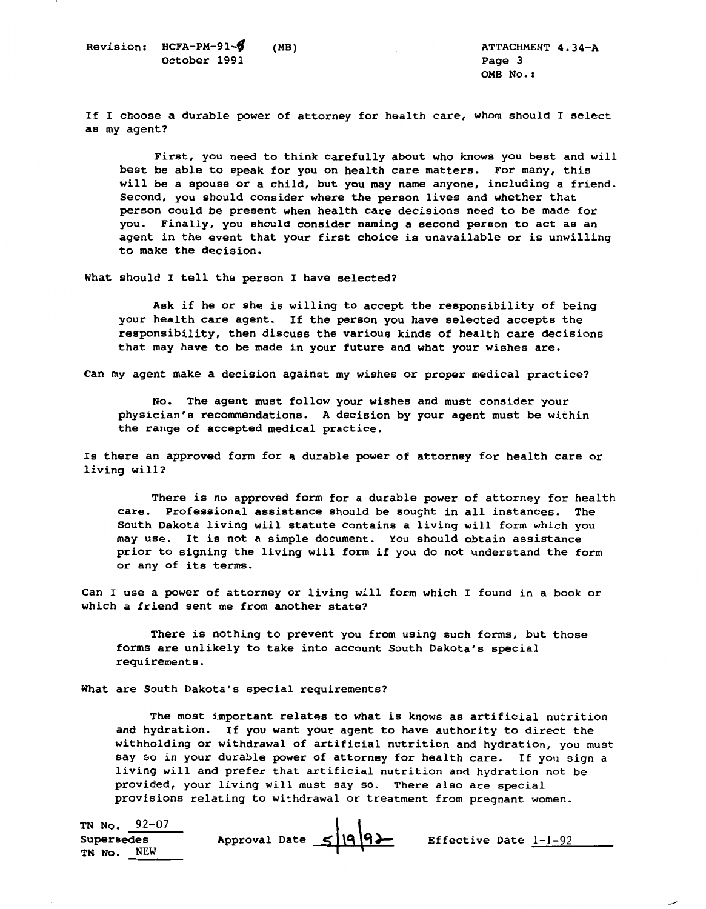**If I choose a durable power of attorney for health care, whom should I select as my agent?**

First, you need to think carefully about who knows you best and will best be able to speak for you on health care matters. For many, this will be a spouse or a child, but you may name anyone, including a friend. Second, you should consider where the person lives and whether that person could be present when health care decisions need to be made for you. Finally, you should consider naming a second person to act as an agent in the event that your first choice is unavailable or is unwilling to make the decision.

**What should I tell the person I have selected?**

Ask if he or she is willing to accept the responsibility of being your health care agent. If the person you have selected accepts the responsibility, then discuss the various kinds of health care decisions that may have to be made in your future and what your wishes are.

**Can my agent make a decision against my wishes or proper medical practice?**

No. The agent must follow your wishes and must consider your physician's recommendations. A decision by your agent must be within the range of accepted medical practice.

**Is there an approved form for a durable power of attorney for health care or living will?**

There is no approved form for a durable power of attorney for health care. Professional assistance should be sought in all instances. The South Dakota living will statute contains a living will form which you may use. It is not a simple document. You should obtain assistance prior to signing the living will form if you do not understand the form or any of its terms.

**Can I use a power of attorney or living will form which I found in a book or which a friend sent me from another state?**

There is nothing to prevent you from using such forms, but those forms are unlikely to take into account South Dakota's special requirements.

**What are South Dakota's special requirements?**

The most important relates to what is knows as artificial nutrition and hydration. If you want your agent to have authority to direct the withholding or withdrawal of artificial nutrition and hydration, you must say so in your durable power of attorney for health care. If you sign a living will and prefer that artificial nutrition and hydration not be provided, your living will must say so. There also are special provisions relating to withdrawal or treatment from pregnant women.

TN No. 92-07
Supersedes
TN No. NEW

Approval Date 5/19/92

Effective Date 1-1-92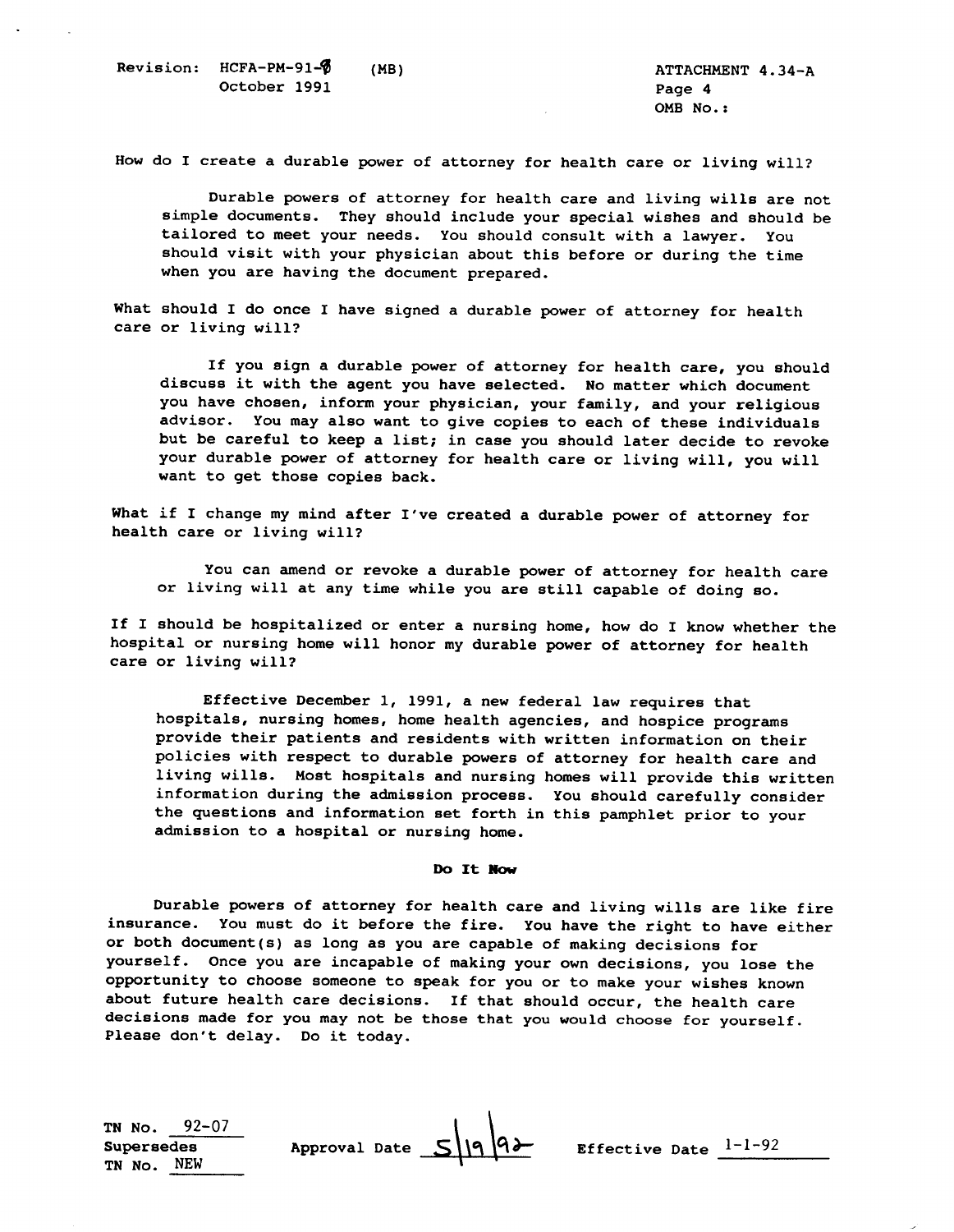How do I create a durable power of attorney for health care or living will?

Durable powers of attorney for health care and living wills are not simple documents. They should include your special wishes and should be tailored to meet your needs. You should consult with a lawyer. You should visit with your physician about this before or during the time when you are having the document prepared.

What should I do once I have signed a durable power of attorney for health care or living will?

If you sign a durable power of attorney for health care, you should discuss it with the agent you have selected. No matter which document you have chosen, inform your physician, your family, and your religious advisor. You may also want to give copies to each of these individuals but be careful to keep a list; in case you should later decide to revoke your durable power of attorney for health care or living will, you will want to get those copies back.

What if I change my mind after I've created a durable power of attorney for health care or living will?

You can amend or revoke a durable power of attorney for health care or living will at any time while you are still capable of doing so.

If I should be hospitalized or enter a nursing home, how do I know whether the hospital or nursing home will honor my durable power of attorney for health care or living will?

Effective December 1, 1991, a new federal law requires that hospitals, nursing homes, home health agencies, and hospice programs provide their patients and residents with written information on their policies with respect to durable powers of attorney for health care and living wills. Most hospitals and nursing homes will provide this written information during the admission process. You should carefully consider the questions and information set forth in this pamphlet prior to your admission to a hospital or nursing home.

**Do It Now**

Durable powers of attorney for health care and living wills are like fire insurance. You must do it before the fire. You have the right to have either or both document(s) as long as you are capable of making decisions for yourself. Once you are incapable of making your own decisions, you lose the opportunity to choose someone to speak for you or to make your wishes known about future health care decisions. If that should occur, the health care decisions made for you may not be those that you would choose for yourself. Please don't delay. Do it today.

TN No. 92-07
Supersedes
TN No. NEW

Approval Date 5/19/92

Effective Date 1-1-92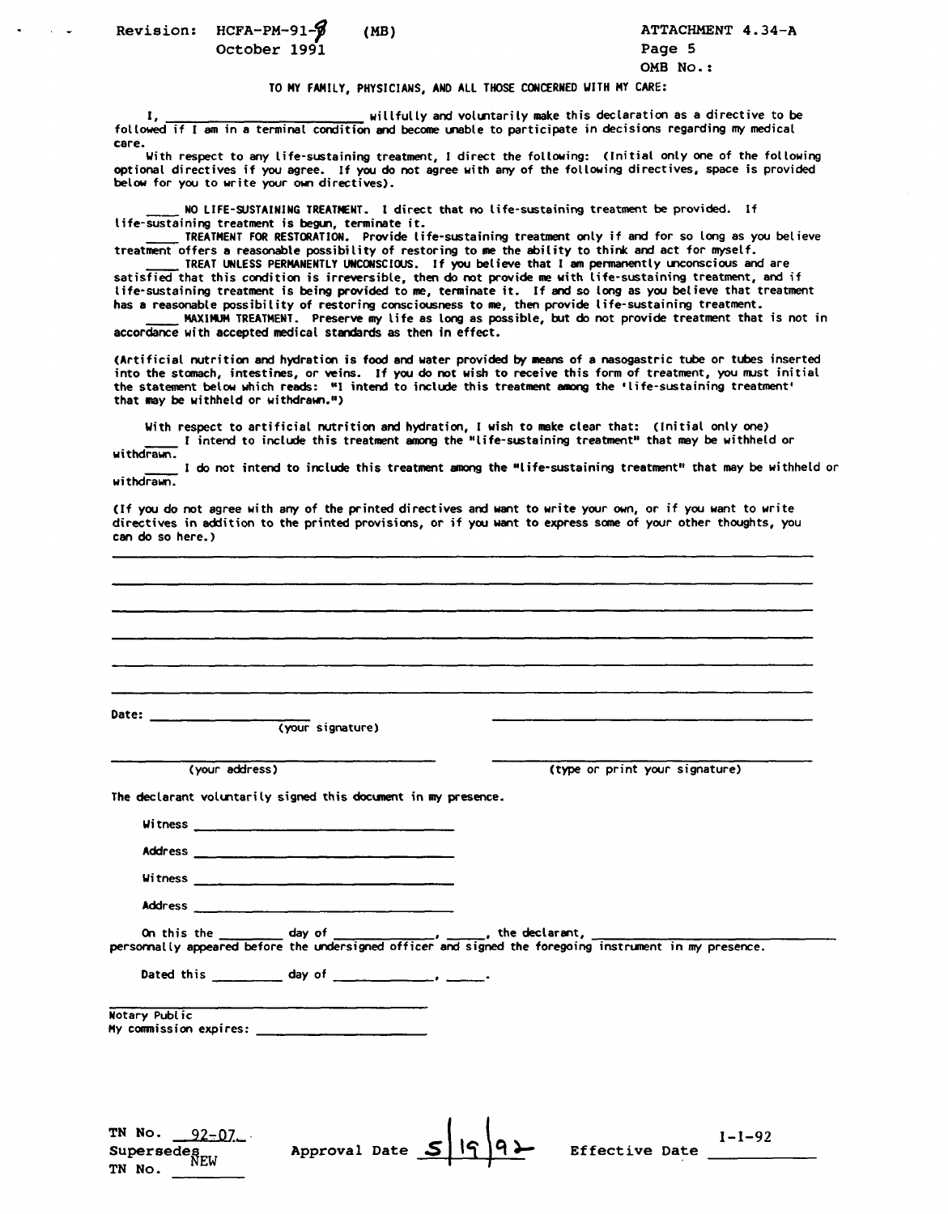Revision: HCFA-PM-91-9 (MB)
October 1991

ATTACHMENT 4.34-A
Page 5
OMB No.:

TO MY FAMILY, PHYSICIANS, AND ALL THOSE CONCERNED WITH MY CARE:

I, ________________________ willfully and voluntarily make this declaration as a directive to be followed if I am in a terminal condition and become unable to participate in decisions regarding my medical care.

With respect to any life-sustaining treatment, I direct the following: (Initial only one of the following optional directives if you agree. If you do not agree with any of the following directives, space is provided below for you to write your own directives).

_____ NO LIFE-SUSTAINING TREATMENT. I direct that no life-sustaining treatment be provided. If life-sustaining treatment is begun, terminate it.

_____ TREATMENT FOR RESTORATION. Provide life-sustaining treatment only if and for so long as you believe treatment offers a reasonable possibility of restoring to me the ability to think and act for myself.

_____ TREAT UNLESS PERMANENTLY UNCONSCIOUS. If you believe that I am permanently unconscious and are satisfied that this condition is irreversible, then do not provide me with life-sustaining treatment, and if life-sustaining treatment is being provided to me, terminate it. If and so long as you believe that treatment has a reasonable possibility of restoring consciousness to me, then provide life-sustaining treatment.

_____ MAXIMUM TREATMENT. Preserve my life as long as possible, but do not provide treatment that is not in accordance with accepted medical standards as then in effect.

(Artificial nutrition and hydration is food and water provided by means of a nasogastric tube or tubes inserted into the stomach, intestines, or veins. If you do not wish to receive this form of treatment, you must initial the statement below which reads: "I intend to include this treatment among the 'life-sustaining treatment' that may be withheld or withdrawn.")

With respect to artificial nutrition and hydration, I wish to make clear that: (Initial only one)

_____ I intend to include this treatment among the "life-sustaining treatment" that may be withheld or withdrawn.

_____ I do not intend to include this treatment among the "life-sustaining treatment" that may be withheld or withdrawn.

(If you do not agree with any of the printed directives and want to write your own, or if you want to write directives in addition to the printed provisions, or if you want to express some of your other thoughts, you can do so here.)

______________________________________________________________________

______________________________________________________________________

______________________________________________________________________

______________________________________________________________________

______________________________________________________________________

______________________________________________________________________

Date: ____________________ (your signature) ______________________________

______________________________ (your address) ______________________________ (type or print your signature)

The declarant voluntarily signed this document in my presence.

Witness ______________________________

Address ______________________________

Witness ______________________________

Address ______________________________

On this the ________ day of ____________, _____, the declarant, ______________________ personally appeared before the undersigned officer and signed the foregoing instrument in my presence.

Dated this ________ day of ____________, _____.

______________________________
Notary Public
My commission expires: ____________________

TN No. 92-07
Supersedes NEW
TN No. ________

Approval Date 5/19/92

Effective Date 1-1-92